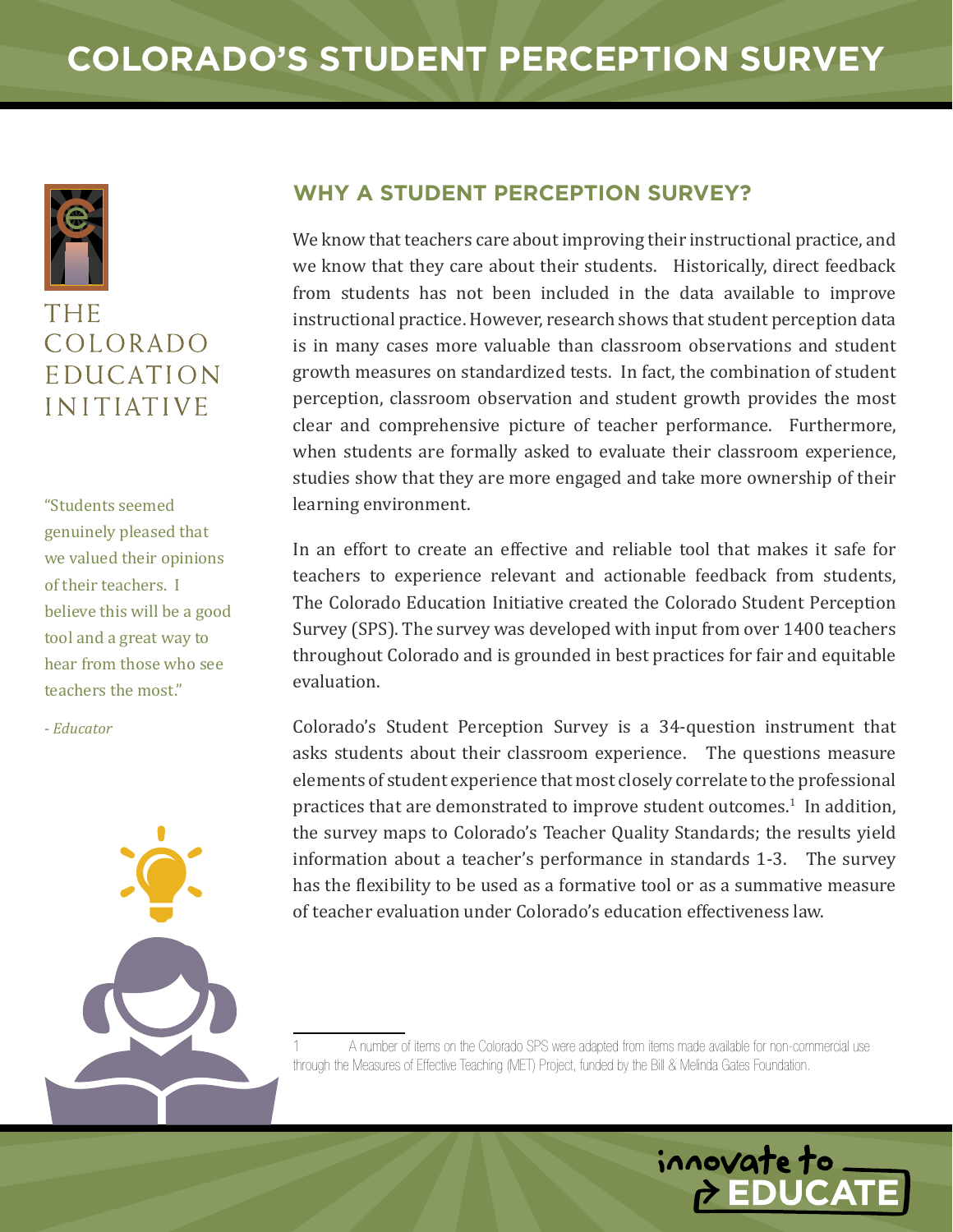# COLORADO'S STUDENT PERCEPTION SURVEY

THE COLORADO EDUCATION INITIATIVE

"Students seemed genuinely pleased that we valued their opinions of their teachers. I believe this will be a good tool and a great way to hear from those who see teachers the most."

*- Educator*

## WHY A STUDENT PERCEPTION SURVEY?

We know that teachers care about improving their instructional practice, and we know that they care about their students. Historically, direct feedback from students has not been included in the data available to improve instructional practice. However, research shows that student perception data is in many cases more valuable than classroom observations and student growth measures on standardized tests. In fact, the combination of student perception, classroom observation and student growth provides the most clear and comprehensive picture of teacher performance. Furthermore, when students are formally asked to evaluate their classroom experience, studies show that they are more engaged and take more ownership of their learning environment.

In an effort to create an effective and reliable tool that makes it safe for teachers to experience relevant and actionable feedback from students, The Colorado Education Initiative created the Colorado Student Perception Survey (SPS). The survey was developed with input from over 1400 teachers throughout Colorado and is grounded in best practices for fair and equitable evaluation.

Colorado's Student Perception Survey is a 34-question instrument that asks students about their classroom experience. The questions measure elements of student experience that most closely correlate to the professional practices that are demonstrated to improve student outcomes.[1] In addition, the survey maps to Colorado's Teacher Quality Standards; the results yield information about a teacher's performance in standards 1-3. The survey has the flexibility to be used as a formative tool or as a summative measure of teacher evaluation under Colorado's education effectiveness law.

---

1 A number of items on the Colorado SPS were adapted from items made available for non-commercial use through the Measures of Effective Teaching (MET) Project, funded by the Bill & Melinda Gates Foundation.

innovate to EDUCATE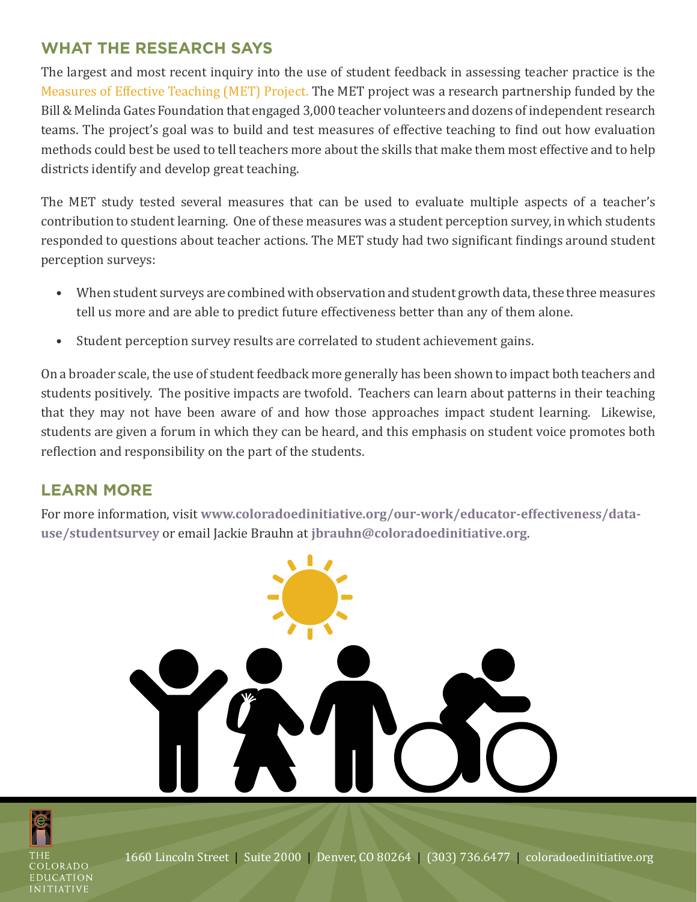## WHAT THE RESEARCH SAYS

The largest and most recent inquiry into the use of student feedback in assessing teacher practice is the Measures of Effective Teaching (MET) Project. The MET project was a research partnership funded by the Bill & Melinda Gates Foundation that engaged 3,000 teacher volunteers and dozens of independent research teams. The project's goal was to build and test measures of effective teaching to find out how evaluation methods could best be used to tell teachers more about the skills that make them most effective and to help districts identify and develop great teaching.

The MET study tested several measures that can be used to evaluate multiple aspects of a teacher's contribution to student learning. One of these measures was a student perception survey, in which students responded to questions about teacher actions. The MET study had two significant findings around student perception surveys:

- When student surveys are combined with observation and student growth data, these three measures tell us more and are able to predict future effectiveness better than any of them alone.
- Student perception survey results are correlated to student achievement gains.

On a broader scale, the use of student feedback more generally has been shown to impact both teachers and students positively. The positive impacts are twofold. Teachers can learn about patterns in their teaching that they may not have been aware of and how those approaches impact student learning. Likewise, students are given a forum in which they can be heard, and this emphasis on student voice promotes both reflection and responsibility on the part of the students.

## LEARN MORE

For more information, visit **www.coloradoedinitiative.org/our-work/educator-effectiveness/data-use/studentsurvey** or email Jackie Brauhn at **jbrauhn@coloradoedinitiative.org**.

THE COLORADO EDUCATION INITIATIVE

1660 Lincoln Street | Suite 2000 | Denver, CO 80264 | (303) 736.6477 | coloradoedinitiative.org